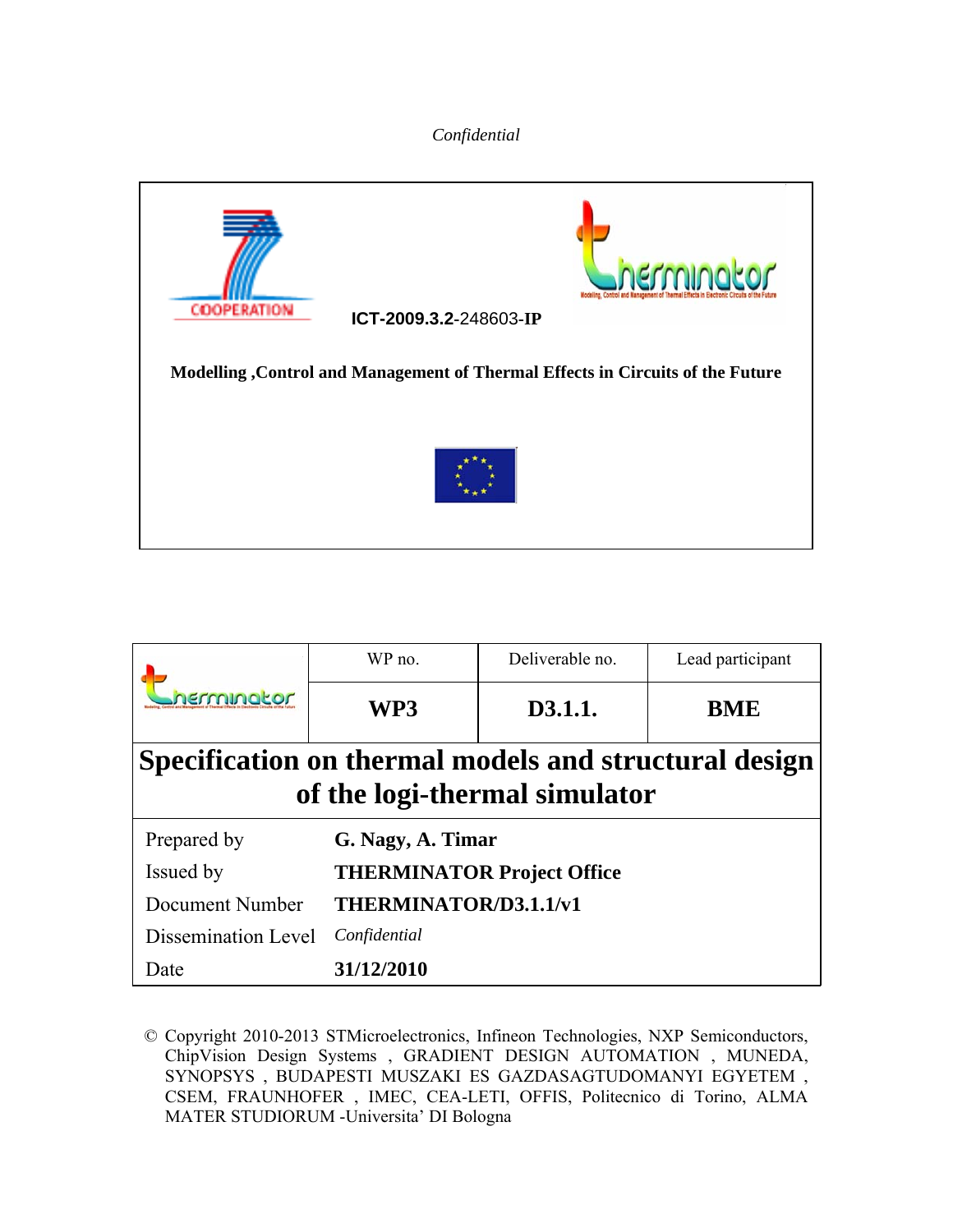*Confidential*

COOPERATION

**ICT-2009.3.2**-248603-**IP**

**Modelling ,Control and Management of Thermal Effects in Circuits of the Future**

| | WP no. | Deliverable no. | Lead participant |
|---|---|---|---|
| | **WP3** | **D3.1.1.** | **BME** |

# Specification on thermal models and structural design of the logi-thermal simulator

| | |
|---|---|
| Prepared by | **G. Nagy, A. Timar** |
| Issued by | **THERMINATOR Project Office** |
| Document Number | **THERMINATOR/D3.1.1/v1** |
| Dissemination Level | *Confidential* |
| Date | **31/12/2010** |

© Copyright 2010-2013 STMicroelectronics, Infineon Technologies, NXP Semiconductors, ChipVision Design Systems , GRADIENT DESIGN AUTOMATION , MUNEDA, SYNOPSYS , BUDAPESTI MUSZAKI ES GAZDASAGTUDOMANYI EGYETEM , CSEM, FRAUNHOFER , IMEC, CEA-LETI, OFFIS, Politecnico di Torino, ALMA MATER STUDIORUM -Universita' DI Bologna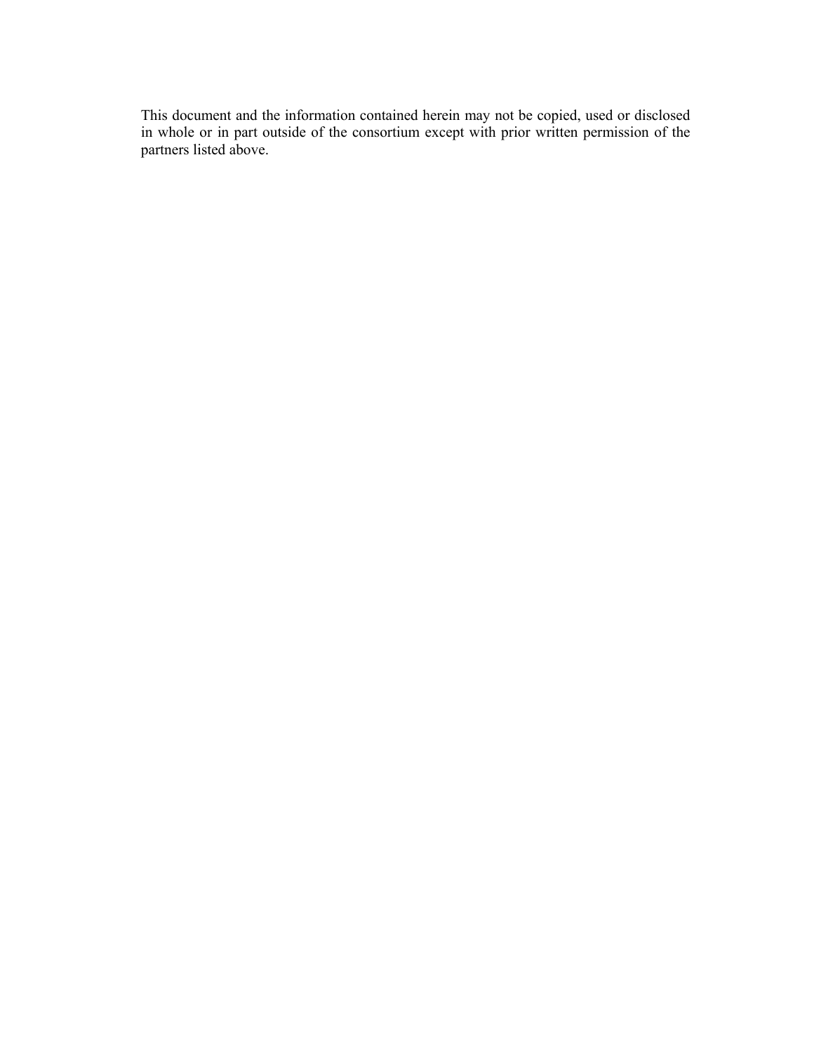This document and the information contained herein may not be copied, used or disclosed in whole or in part outside of the consortium except with prior written permission of the partners listed above.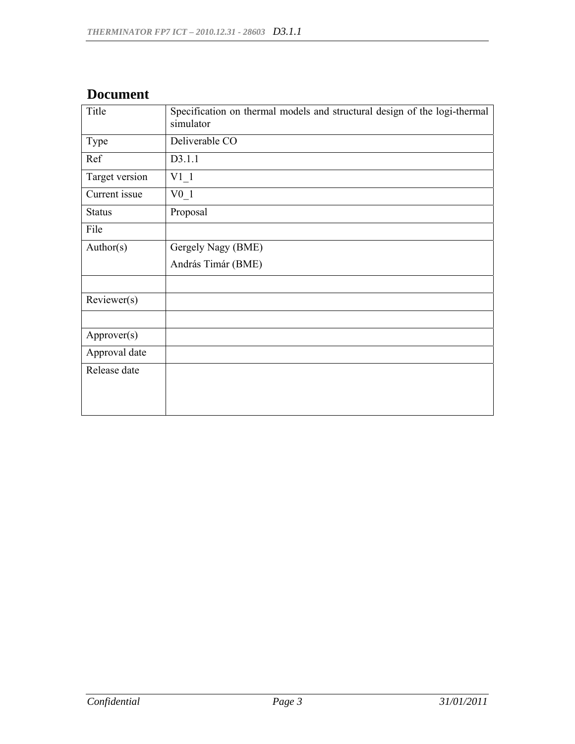## Document

| Title | Specification on thermal models and structural design of the logi-thermal simulator |
|---|---|
| Type | Deliverable CO |
| Ref | D3.1.1 |
| Target version | V1_1 |
| Current issue | V0_1 |
| Status | Proposal |
| File | |
| Author(s) | Gergely Nagy (BME)<br>András Timár (BME) |
| | |
| Reviewer(s) | |
| | |
| Approver(s) | |
| Approval date | |
| Release date | |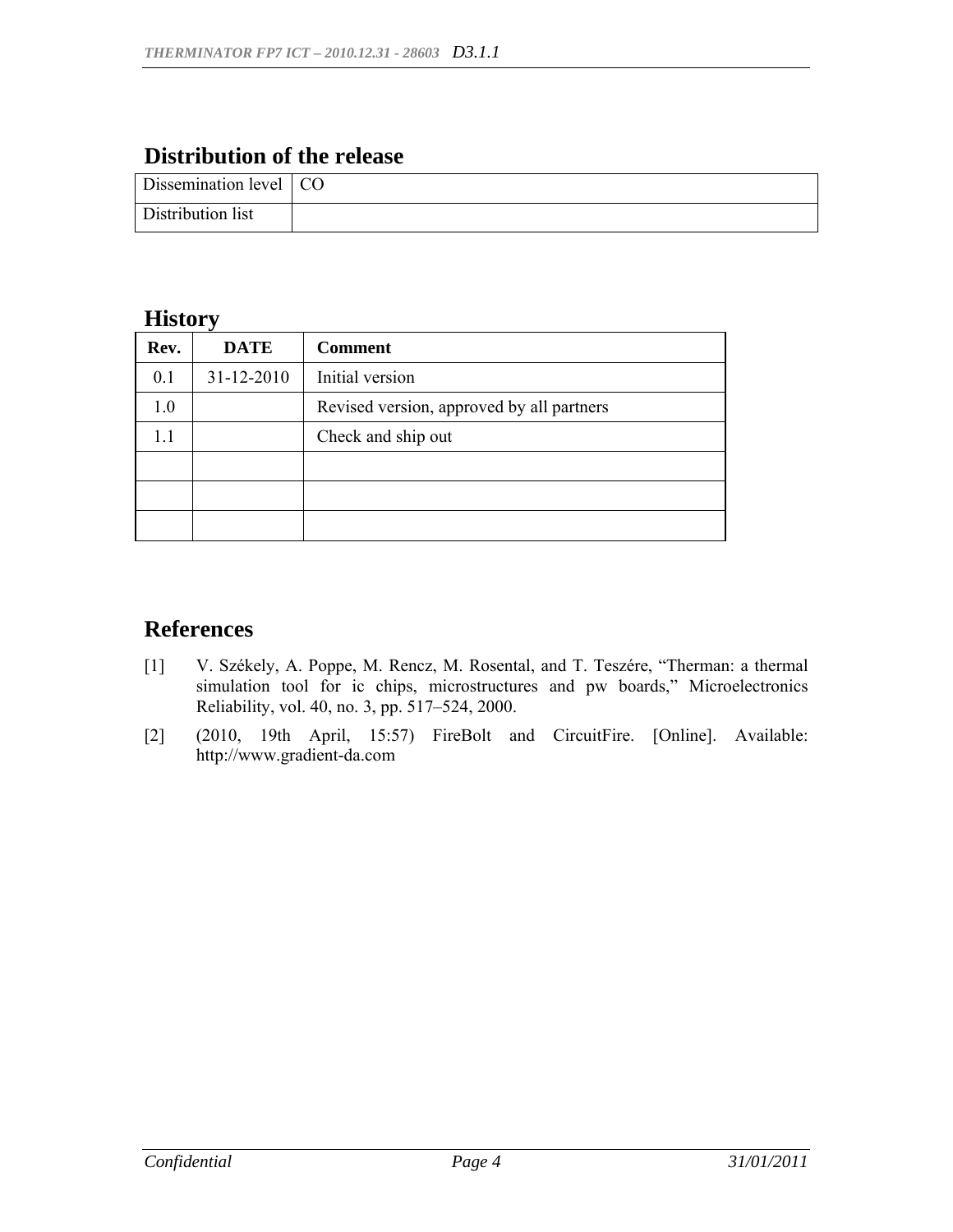## Distribution of the release

| Dissemination level | CO |
|---|---|
| Distribution list | |

## History

| Rev. | DATE | Comment |
|---|---|---|
| 0.1 | 31-12-2010 | Initial version |
| 1.0 | | Revised version, approved by all partners |
| 1.1 | | Check and ship out |
| | | |
| | | |
| | | |

## References

[1] V. Székely, A. Poppe, M. Rencz, M. Rosental, and T. Teszére, “Therman: a thermal simulation tool for ic chips, microstructures and pw boards,” Microelectronics Reliability, vol. 40, no. 3, pp. 517–524, 2000.

[2] (2010, 19th April, 15:57) FireBolt and CircuitFire. [Online]. Available: http://www.gradient-da.com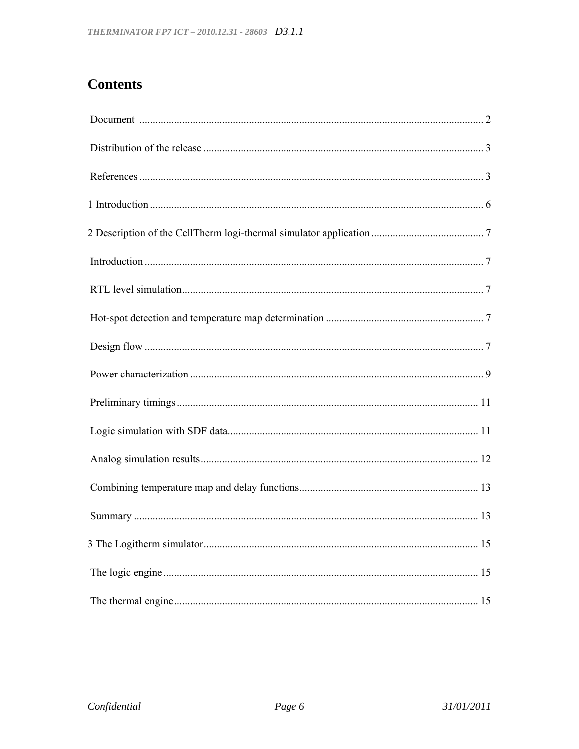# Contents

Document .................................................................................................................................. 2

Distribution of the release ........................................................................................................ 3

References ................................................................................................................................ 3

1 Introduction ............................................................................................................................ 6

2 Description of the CellTherm logi-thermal simulator application .......................................... 7

Introduction .............................................................................................................................. 7

RTL level simulation................................................................................................................. 7

Hot-spot detection and temperature map determination ........................................................... 7

Design flow .............................................................................................................................. 7

Power characterization ............................................................................................................. 9

Preliminary timings ................................................................................................................. 11

Logic simulation with SDF data.............................................................................................. 11

Analog simulation results........................................................................................................ 12

Combining temperature map and delay functions................................................................... 13

Summary ................................................................................................................................. 13

3 The Logitherm simulator...................................................................................................... 15

The logic engine ..................................................................................................................... 15

The thermal engine.................................................................................................................. 15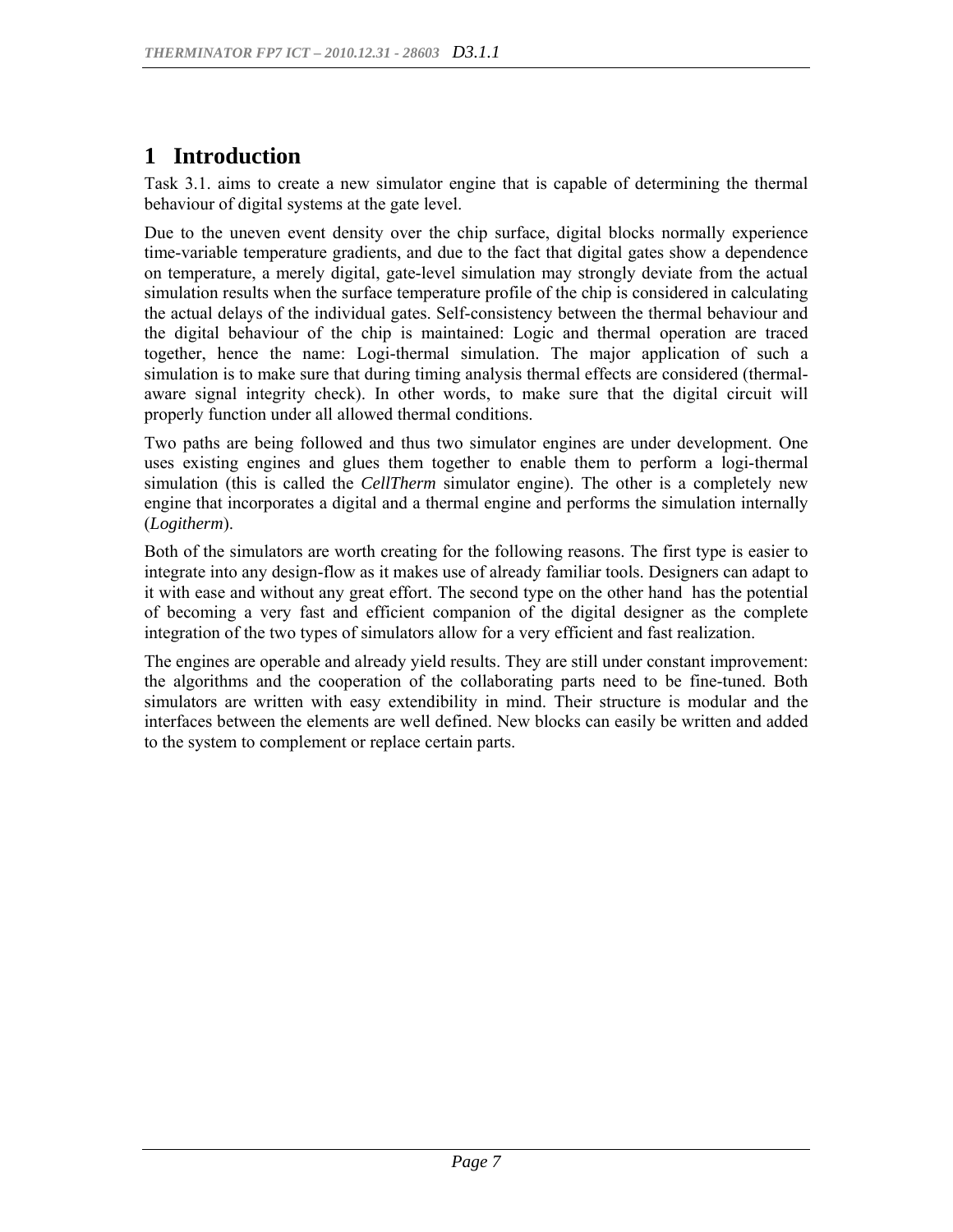# 1 Introduction

Task 3.1. aims to create a new simulator engine that is capable of determining the thermal behaviour of digital systems at the gate level.

Due to the uneven event density over the chip surface, digital blocks normally experience time-variable temperature gradients, and due to the fact that digital gates show a dependence on temperature, a merely digital, gate-level simulation may strongly deviate from the actual simulation results when the surface temperature profile of the chip is considered in calculating the actual delays of the individual gates. Self-consistency between the thermal behaviour and the digital behaviour of the chip is maintained: Logic and thermal operation are traced together, hence the name: Logi-thermal simulation. The major application of such a simulation is to make sure that during timing analysis thermal effects are considered (thermal-aware signal integrity check). In other words, to make sure that the digital circuit will properly function under all allowed thermal conditions.

Two paths are being followed and thus two simulator engines are under development. One uses existing engines and glues them together to enable them to perform a logi-thermal simulation (this is called the *CellTherm* simulator engine). The other is a completely new engine that incorporates a digital and a thermal engine and performs the simulation internally (*Logitherm*).

Both of the simulators are worth creating for the following reasons. The first type is easier to integrate into any design-flow as it makes use of already familiar tools. Designers can adapt to it with ease and without any great effort. The second type on the other hand has the potential of becoming a very fast and efficient companion of the digital designer as the complete integration of the two types of simulators allow for a very efficient and fast realization.

The engines are operable and already yield results. They are still under constant improvement: the algorithms and the cooperation of the collaborating parts need to be fine-tuned. Both simulators are written with easy extendibility in mind. Their structure is modular and the interfaces between the elements are well defined. New blocks can easily be written and added to the system to complement or replace certain parts.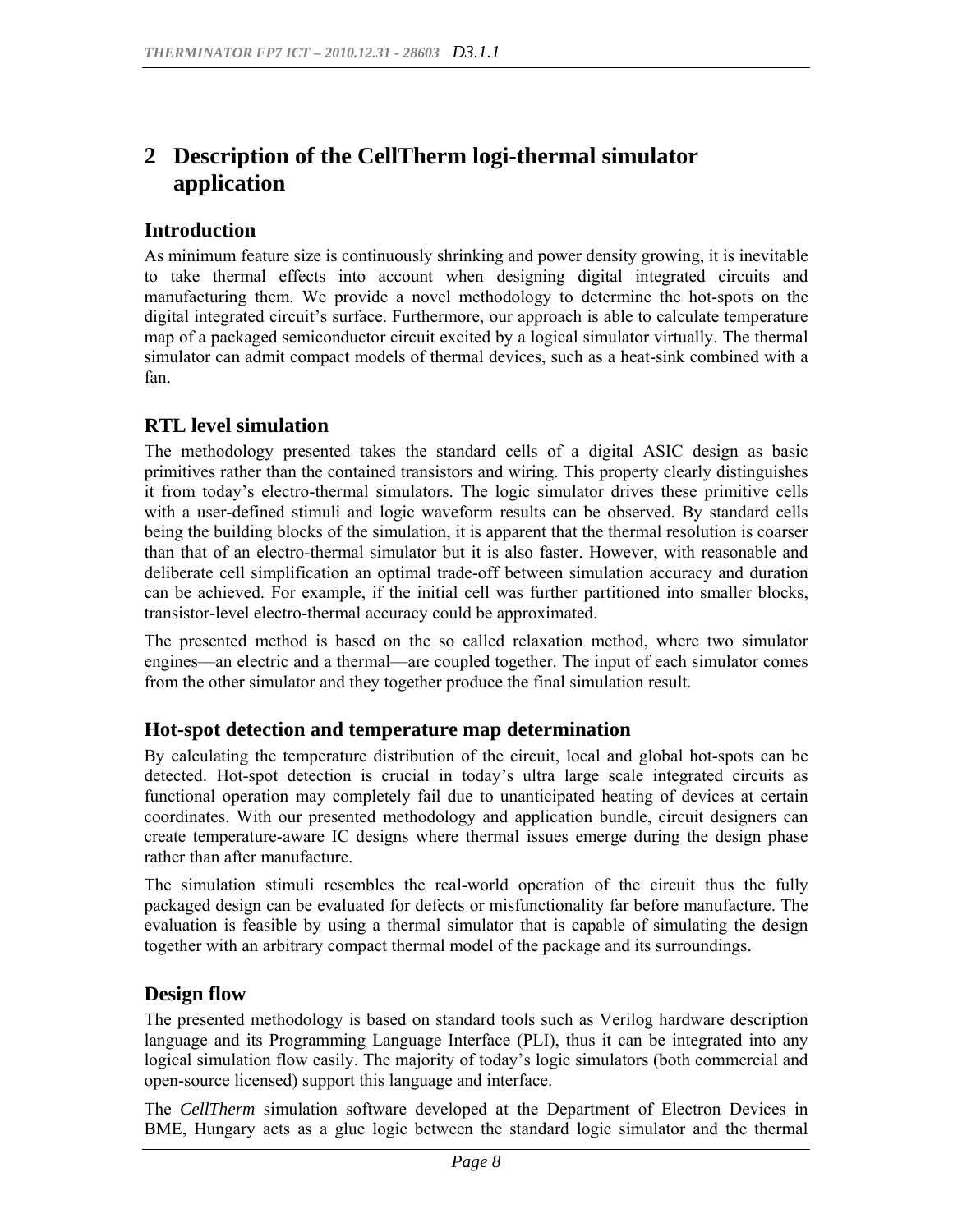# 2 Description of the CellTherm logi-thermal simulator application

## Introduction

As minimum feature size is continuously shrinking and power density growing, it is inevitable to take thermal effects into account when designing digital integrated circuits and manufacturing them. We provide a novel methodology to determine the hot-spots on the digital integrated circuit's surface. Furthermore, our approach is able to calculate temperature map of a packaged semiconductor circuit excited by a logical simulator virtually. The thermal simulator can admit compact models of thermal devices, such as a heat-sink combined with a fan.

## RTL level simulation

The methodology presented takes the standard cells of a digital ASIC design as basic primitives rather than the contained transistors and wiring. This property clearly distinguishes it from today's electro-thermal simulators. The logic simulator drives these primitive cells with a user-defined stimuli and logic waveform results can be observed. By standard cells being the building blocks of the simulation, it is apparent that the thermal resolution is coarser than that of an electro-thermal simulator but it is also faster. However, with reasonable and deliberate cell simplification an optimal trade-off between simulation accuracy and duration can be achieved. For example, if the initial cell was further partitioned into smaller blocks, transistor-level electro-thermal accuracy could be approximated.

The presented method is based on the so called relaxation method, where two simulator engines—an electric and a thermal—are coupled together. The input of each simulator comes from the other simulator and they together produce the final simulation result.

## Hot-spot detection and temperature map determination

By calculating the temperature distribution of the circuit, local and global hot-spots can be detected. Hot-spot detection is crucial in today's ultra large scale integrated circuits as functional operation may completely fail due to unanticipated heating of devices at certain coordinates. With our presented methodology and application bundle, circuit designers can create temperature-aware IC designs where thermal issues emerge during the design phase rather than after manufacture.

The simulation stimuli resembles the real-world operation of the circuit thus the fully packaged design can be evaluated for defects or misfunctionality far before manufacture. The evaluation is feasible by using a thermal simulator that is capable of simulating the design together with an arbitrary compact thermal model of the package and its surroundings.

## Design flow

The presented methodology is based on standard tools such as Verilog hardware description language and its Programming Language Interface (PLI), thus it can be integrated into any logical simulation flow easily. The majority of today's logic simulators (both commercial and open-source licensed) support this language and interface.

The *CellTherm* simulation software developed at the Department of Electron Devices in BME, Hungary acts as a glue logic between the standard logic simulator and the thermal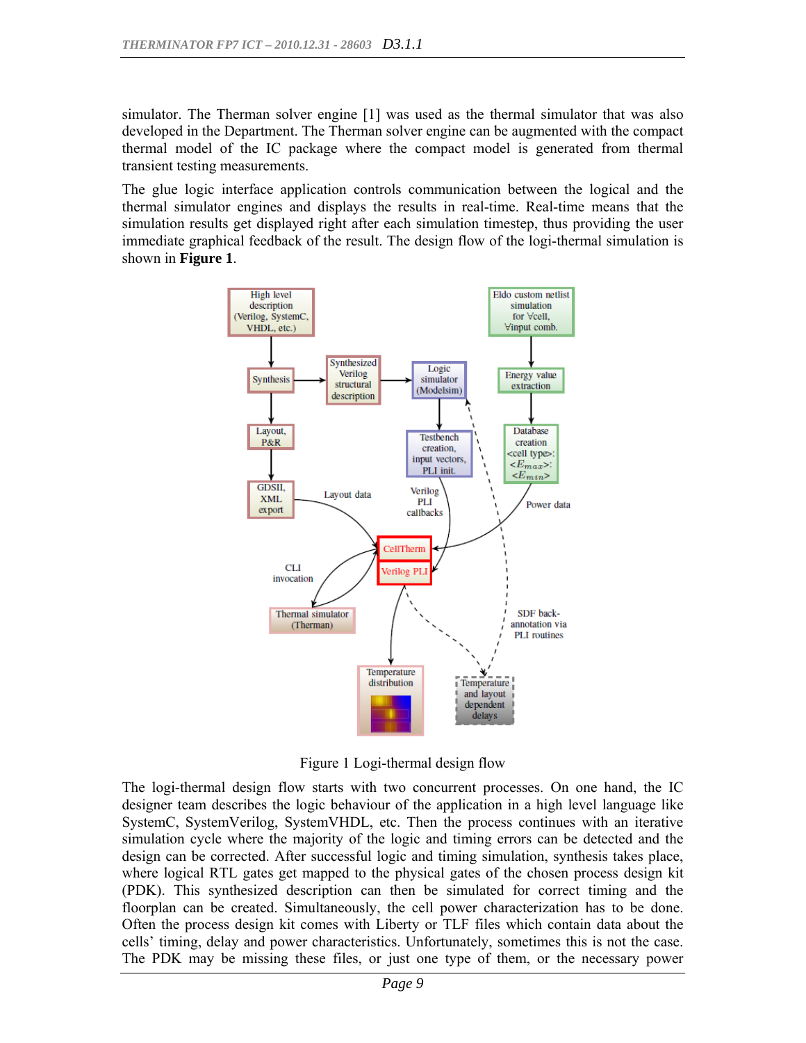simulator. The Therman solver engine [1] was used as the thermal simulator that was also developed in the Department. The Therman solver engine can be augmented with the compact thermal model of the IC package where the compact model is generated from thermal transient testing measurements.

The glue logic interface application controls communication between the logical and the thermal simulator engines and displays the results in real-time. Real-time means that the simulation results get displayed right after each simulation timestep, thus providing the user immediate graphical feedback of the result. The design flow of the logi-thermal simulation is shown in **Figure 1**.

Figure 1 Logi-thermal design flow

The logi-thermal design flow starts with two concurrent processes. On one hand, the IC designer team describes the logic behaviour of the application in a high level language like SystemC, SystemVerilog, SystemVHDL, etc. Then the process continues with an iterative simulation cycle where the majority of the logic and timing errors can be detected and the design can be corrected. After successful logic and timing simulation, synthesis takes place, where logical RTL gates get mapped to the physical gates of the chosen process design kit (PDK). This synthesized description can then be simulated for correct timing and the floorplan can be created. Simultaneously, the cell power characterization has to be done. Often the process design kit comes with Liberty or TLF files which contain data about the cells' timing, delay and power characteristics. Unfortunately, sometimes this is not the case. The PDK may be missing these files, or just one type of them, or the necessary power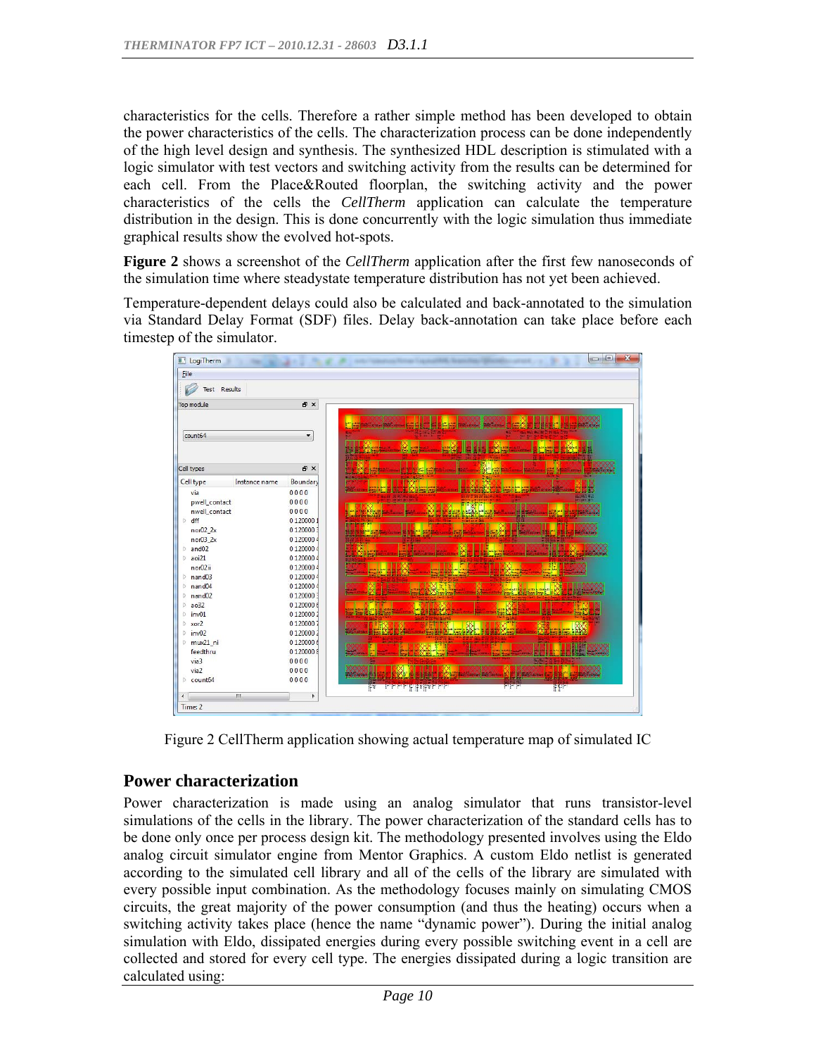characteristics for the cells. Therefore a rather simple method has been developed to obtain the power characteristics of the cells. The characterization process can be done independently of the high level design and synthesis. The synthesized HDL description is stimulated with a logic simulator with test vectors and switching activity from the results can be determined for each cell. From the Place&Routed floorplan, the switching activity and the power characteristics of the cells the *CellTherm* application can calculate the temperature distribution in the design. This is done concurrently with the logic simulation thus immediate graphical results show the evolved hot-spots.

**Figure 2** shows a screenshot of the *CellTherm* application after the first few nanoseconds of the simulation time where steadystate temperature distribution has not yet been achieved.

Temperature-dependent delays could also be calculated and back-annotated to the simulation via Standard Delay Format (SDF) files. Delay back-annotation can take place before each timestep of the simulator.

Figure 2 CellTherm application showing actual temperature map of simulated IC

## Power characterization

Power characterization is made using an analog simulator that runs transistor-level simulations of the cells in the library. The power characterization of the standard cells has to be done only once per process design kit. The methodology presented involves using the Eldo analog circuit simulator engine from Mentor Graphics. A custom Eldo netlist is generated according to the simulated cell library and all of the cells of the library are simulated with every possible input combination. As the methodology focuses mainly on simulating CMOS circuits, the great majority of the power consumption (and thus the heating) occurs when a switching activity takes place (hence the name “dynamic power”). During the initial analog simulation with Eldo, dissipated energies during every possible switching event in a cell are collected and stored for every cell type. The energies dissipated during a logic transition are calculated using: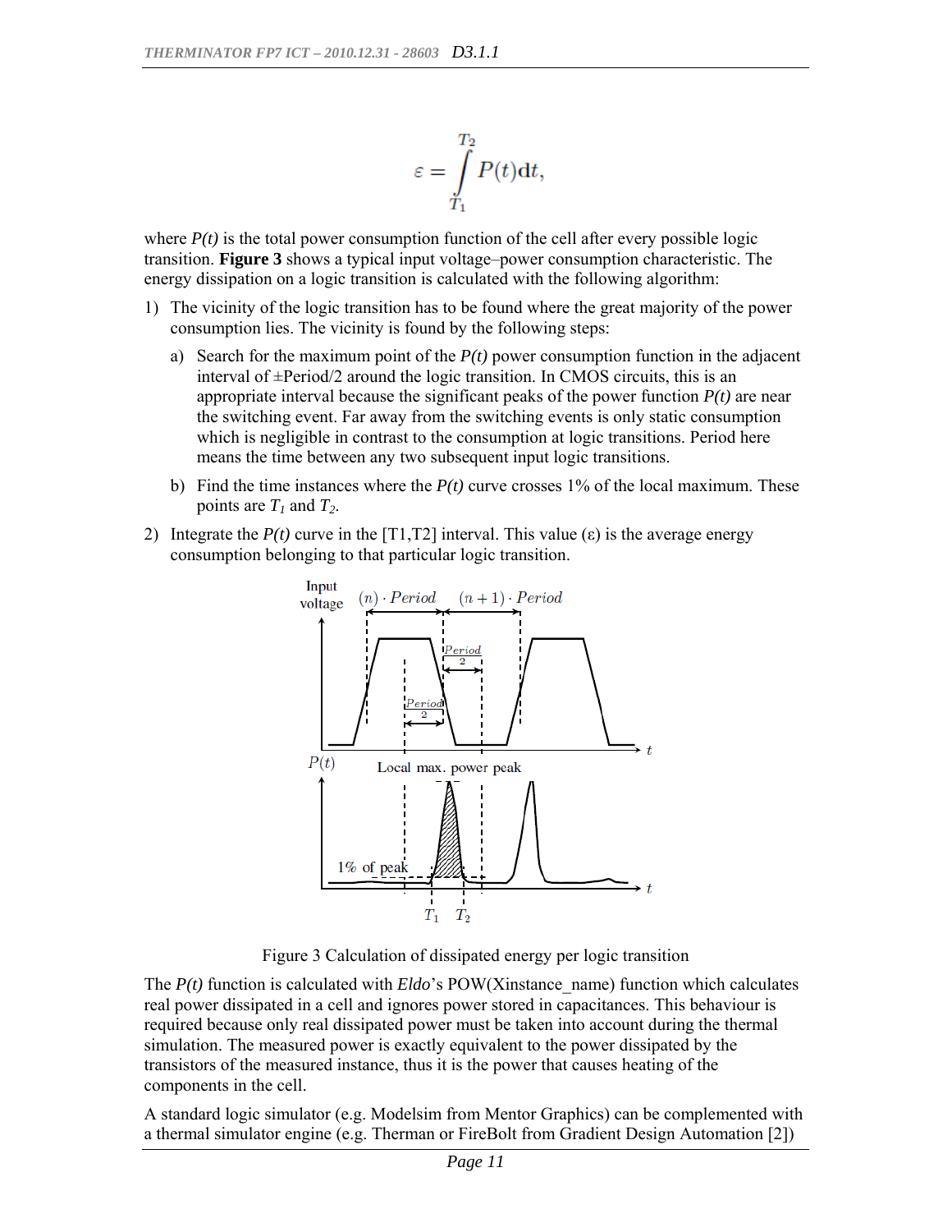$$\varepsilon = \int_{T_1}^{T_2} P(t)\mathrm{d}t,$$

where $P(t)$ is the total power consumption function of the cell after every possible logic transition. **Figure 3** shows a typical input voltage–power consumption characteristic. The energy dissipation on a logic transition is calculated with the following algorithm:

1) The vicinity of the logic transition has to be found where the great majority of the power consumption lies. The vicinity is found by the following steps:

   a) Search for the maximum point of the $P(t)$ power consumption function in the adjacent interval of ±Period/2 around the logic transition. In CMOS circuits, this is an appropriate interval because the significant peaks of the power function $P(t)$ are near the switching event. Far away from the switching events is only static consumption which is negligible in contrast to the consumption at logic transitions. Period here means the time between any two subsequent input logic transitions.

   b) Find the time instances where the $P(t)$ curve crosses 1% of the local maximum. These points are $T_1$ and $T_2$.

2) Integrate the $P(t)$ curve in the [T1,T2] interval. This value (ε) is the average energy consumption belonging to that particular logic transition.

Figure 3 Calculation of dissipated energy per logic transition

The $P(t)$ function is calculated with *Eldo*'s POW(Xinstance_name) function which calculates real power dissipated in a cell and ignores power stored in capacitances. This behaviour is required because only real dissipated power must be taken into account during the thermal simulation. The measured power is exactly equivalent to the power dissipated by the transistors of the measured instance, thus it is the power that causes heating of the components in the cell.

A standard logic simulator (e.g. Modelsim from Mentor Graphics) can be complemented with a thermal simulator engine (e.g. Therman or FireBolt from Gradient Design Automation [2])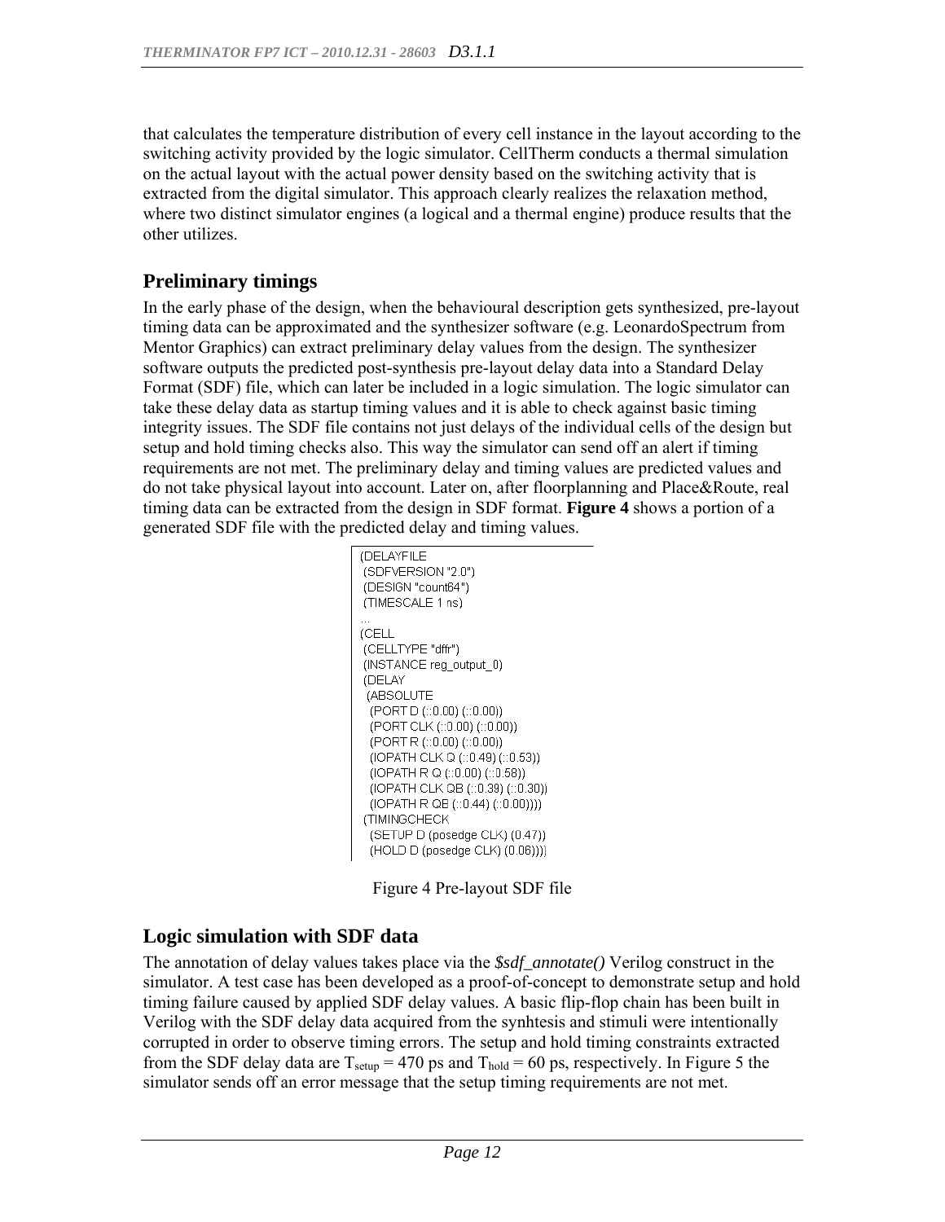that calculates the temperature distribution of every cell instance in the layout according to the switching activity provided by the logic simulator. CellTherm conducts a thermal simulation on the actual layout with the actual power density based on the switching activity that is extracted from the digital simulator. This approach clearly realizes the relaxation method, where two distinct simulator engines (a logical and a thermal engine) produce results that the other utilizes.

## Preliminary timings

In the early phase of the design, when the behavioural description gets synthesized, pre-layout timing data can be approximated and the synthesizer software (e.g. LeonardoSpectrum from Mentor Graphics) can extract preliminary delay values from the design. The synthesizer software outputs the predicted post-synthesis pre-layout delay data into a Standard Delay Format (SDF) file, which can later be included in a logic simulation. The logic simulator can take these delay data as startup timing values and it is able to check against basic timing integrity issues. The SDF file contains not just delays of the individual cells of the design but setup and hold timing checks also. This way the simulator can send off an alert if timing requirements are not met. The preliminary delay and timing values are predicted values and do not take physical layout into account. Later on, after floorplanning and Place&Route, real timing data can be extracted from the design in SDF format. **Figure 4** shows a portion of a generated SDF file with the predicted delay and timing values.

```
(DELAYFILE
 (SDFVERSION "2.0")
 (DESIGN "count64")
 (TIMESCALE 1 ns)
...
(CELL
 (CELLTYPE "dffr")
 (INSTANCE reg_output_0)
 (DELAY
  (ABSOLUTE
   (PORT D (::0.00) (::0.00))
   (PORT CLK (::0.00) (::0.00))
   (PORT R (::0.00) (::0.00))
   (IOPATH CLK Q (::0.49) (::0.53))
   (IOPATH R Q (::0.00) (::0.58))
   (IOPATH CLK QB (::0.39) (::0.30))
   (IOPATH R QB (::0.44) (::0.00))))
 (TIMINGCHECK
   (SETUP D (posedge CLK) (0.47))
   (HOLD D (posedge CLK) (0.06))))
```

Figure 4 Pre-layout SDF file

## Logic simulation with SDF data

The annotation of delay values takes place via the *$sdf_annotate()* Verilog construct in the simulator. A test case has been developed as a proof-of-concept to demonstrate setup and hold timing failure caused by applied SDF delay values. A basic flip-flop chain has been built in Verilog with the SDF delay data acquired from the synhtesis and stimuli were intentionally corrupted in order to observe timing errors. The setup and hold timing constraints extracted from the SDF delay data are $T_{setup}$ = 470 ps and $T_{hold}$ = 60 ps, respectively. In Figure 5 the simulator sends off an error message that the setup timing requirements are not met.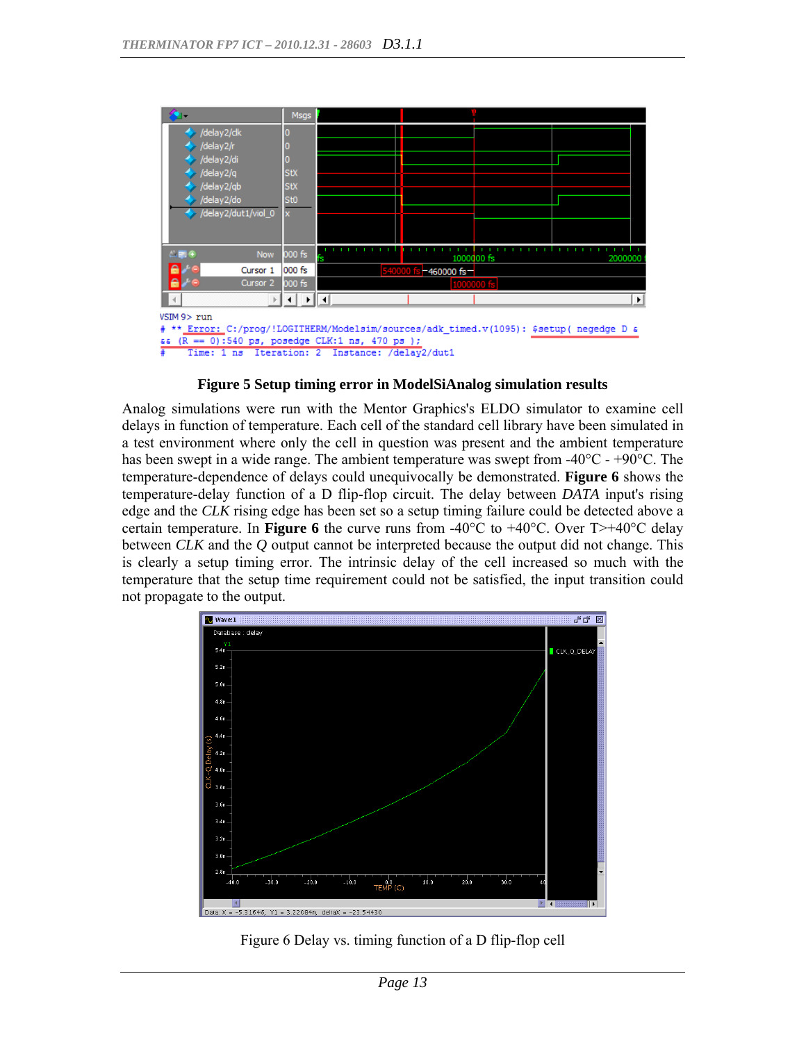**Figure 5 Setup timing error in ModelSiAnalog simulation results**

Analog simulations were run with the Mentor Graphics's ELDO simulator to examine cell delays in function of temperature. Each cell of the standard cell library have been simulated in a test environment where only the cell in question was present and the ambient temperature has been swept in a wide range. The ambient temperature was swept from -40°C - +90°C. The temperature-dependence of delays could unequivocally be demonstrated. **Figure 6** shows the temperature-delay function of a D flip-flop circuit. The delay between *DATA* input's rising edge and the *CLK* rising edge has been set so a setup timing failure could be detected above a certain temperature. In **Figure 6** the curve runs from -40°C to +40°C. Over T>+40°C delay between *CLK* and the *Q* output cannot be interpreted because the output did not change. This is clearly a setup timing error. The intrinsic delay of the cell increased so much with the temperature that the setup time requirement could not be satisfied, the input transition could not propagate to the output.

Figure 6 Delay vs. timing function of a D flip-flop cell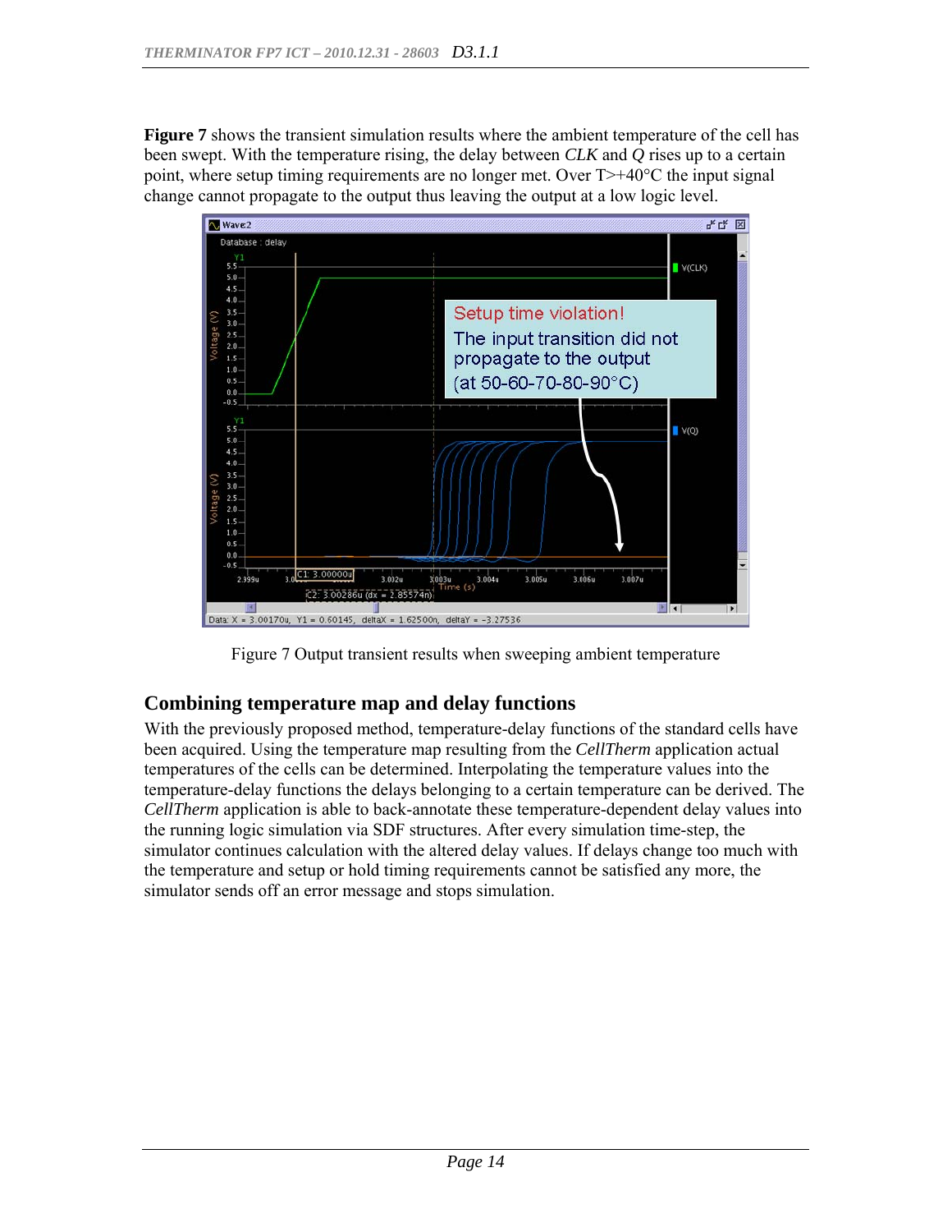**Figure 7** shows the transient simulation results where the ambient temperature of the cell has been swept. With the temperature rising, the delay between *CLK* and *Q* rises up to a certain point, where setup timing requirements are no longer met. Over T>+40°C the input signal change cannot propagate to the output thus leaving the output at a low logic level.

Figure 7 Output transient results when sweeping ambient temperature

## Combining temperature map and delay functions

With the previously proposed method, temperature-delay functions of the standard cells have been acquired. Using the temperature map resulting from the *CellTherm* application actual temperatures of the cells can be determined. Interpolating the temperature values into the temperature-delay functions the delays belonging to a certain temperature can be derived. The *CellTherm* application is able to back-annotate these temperature-dependent delay values into the running logic simulation via SDF structures. After every simulation time-step, the simulator continues calculation with the altered delay values. If delays change too much with the temperature and setup or hold timing requirements cannot be satisfied any more, the simulator sends off an error message and stops simulation.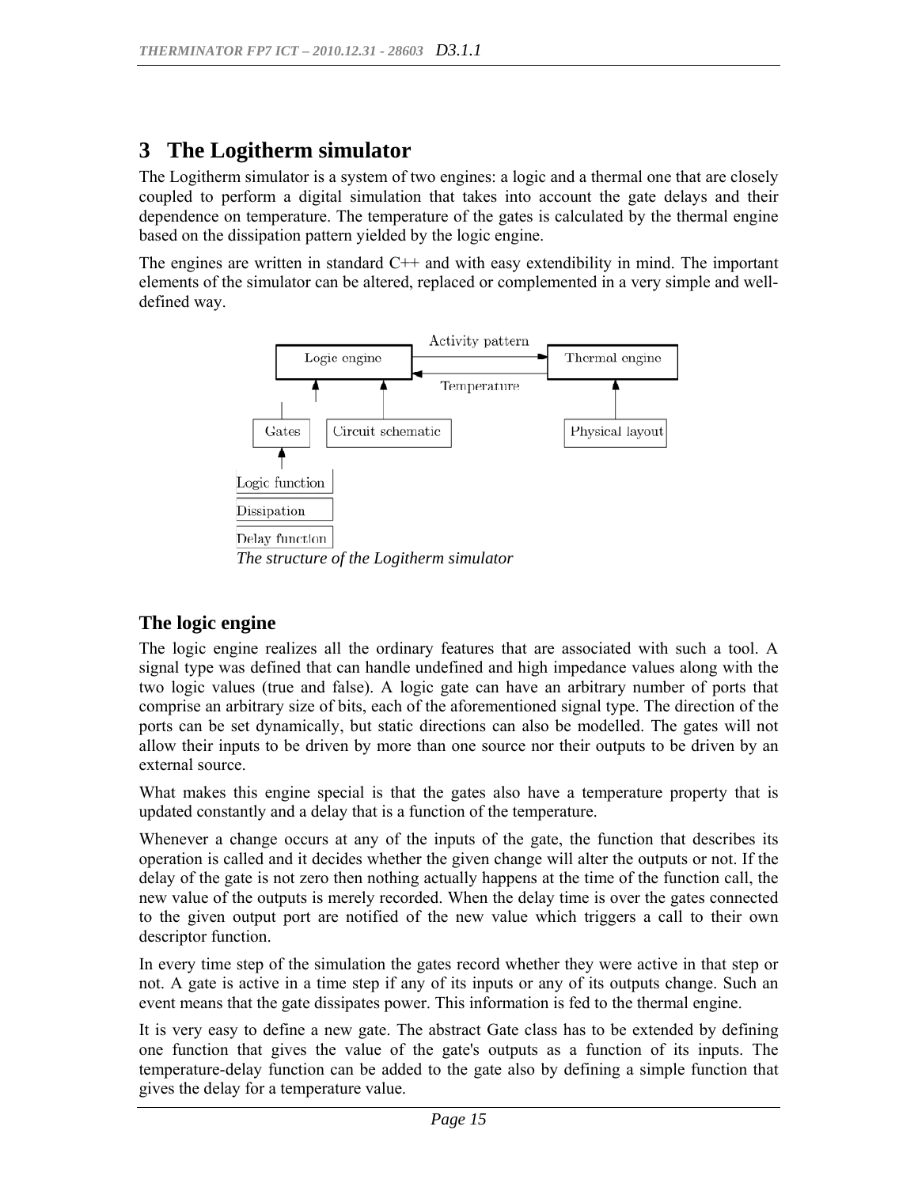# 3 The Logitherm simulator

The Logitherm simulator is a system of two engines: a logic and a thermal one that are closely coupled to perform a digital simulation that takes into account the gate delays and their dependence on temperature. The temperature of the gates is calculated by the thermal engine based on the dissipation pattern yielded by the logic engine.

The engines are written in standard C++ and with easy extendibility in mind. The important elements of the simulator can be altered, replaced or complemented in a very simple and well-defined way.

*The structure of the Logitherm simulator*

## The logic engine

The logic engine realizes all the ordinary features that are associated with such a tool. A signal type was defined that can handle undefined and high impedance values along with the two logic values (true and false). A logic gate can have an arbitrary number of ports that comprise an arbitrary size of bits, each of the aforementioned signal type. The direction of the ports can be set dynamically, but static directions can also be modelled. The gates will not allow their inputs to be driven by more than one source nor their outputs to be driven by an external source.

What makes this engine special is that the gates also have a temperature property that is updated constantly and a delay that is a function of the temperature.

Whenever a change occurs at any of the inputs of the gate, the function that describes its operation is called and it decides whether the given change will alter the outputs or not. If the delay of the gate is not zero then nothing actually happens at the time of the function call, the new value of the outputs is merely recorded. When the delay time is over the gates connected to the given output port are notified of the new value which triggers a call to their own descriptor function.

In every time step of the simulation the gates record whether they were active in that step or not. A gate is active in a time step if any of its inputs or any of its outputs change. Such an event means that the gate dissipates power. This information is fed to the thermal engine.

It is very easy to define a new gate. The abstract Gate class has to be extended by defining one function that gives the value of the gate's outputs as a function of its inputs. The temperature-delay function can be added to the gate also by defining a simple function that gives the delay for a temperature value.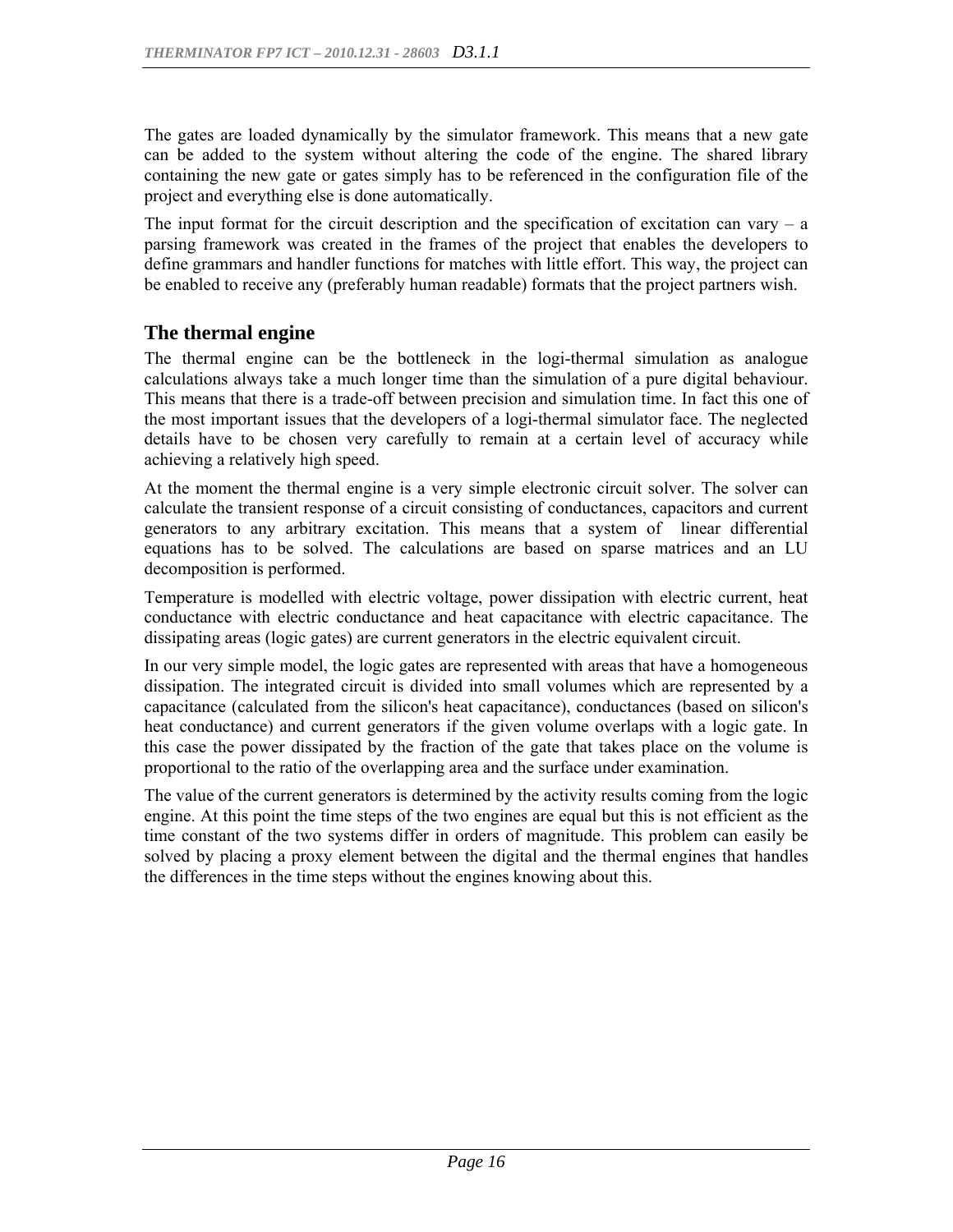The gates are loaded dynamically by the simulator framework. This means that a new gate can be added to the system without altering the code of the engine. The shared library containing the new gate or gates simply has to be referenced in the configuration file of the project and everything else is done automatically.

The input format for the circuit description and the specification of excitation can vary – a parsing framework was created in the frames of the project that enables the developers to define grammars and handler functions for matches with little effort. This way, the project can be enabled to receive any (preferably human readable) formats that the project partners wish.

## The thermal engine

The thermal engine can be the bottleneck in the logi-thermal simulation as analogue calculations always take a much longer time than the simulation of a pure digital behaviour. This means that there is a trade-off between precision and simulation time. In fact this one of the most important issues that the developers of a logi-thermal simulator face. The neglected details have to be chosen very carefully to remain at a certain level of accuracy while achieving a relatively high speed.

At the moment the thermal engine is a very simple electronic circuit solver. The solver can calculate the transient response of a circuit consisting of conductances, capacitors and current generators to any arbitrary excitation. This means that a system of linear differential equations has to be solved. The calculations are based on sparse matrices and an LU decomposition is performed.

Temperature is modelled with electric voltage, power dissipation with electric current, heat conductance with electric conductance and heat capacitance with electric capacitance. The dissipating areas (logic gates) are current generators in the electric equivalent circuit.

In our very simple model, the logic gates are represented with areas that have a homogeneous dissipation. The integrated circuit is divided into small volumes which are represented by a capacitance (calculated from the silicon's heat capacitance), conductances (based on silicon's heat conductance) and current generators if the given volume overlaps with a logic gate. In this case the power dissipated by the fraction of the gate that takes place on the volume is proportional to the ratio of the overlapping area and the surface under examination.

The value of the current generators is determined by the activity results coming from the logic engine. At this point the time steps of the two engines are equal but this is not efficient as the time constant of the two systems differ in orders of magnitude. This problem can easily be solved by placing a proxy element between the digital and the thermal engines that handles the differences in the time steps without the engines knowing about this.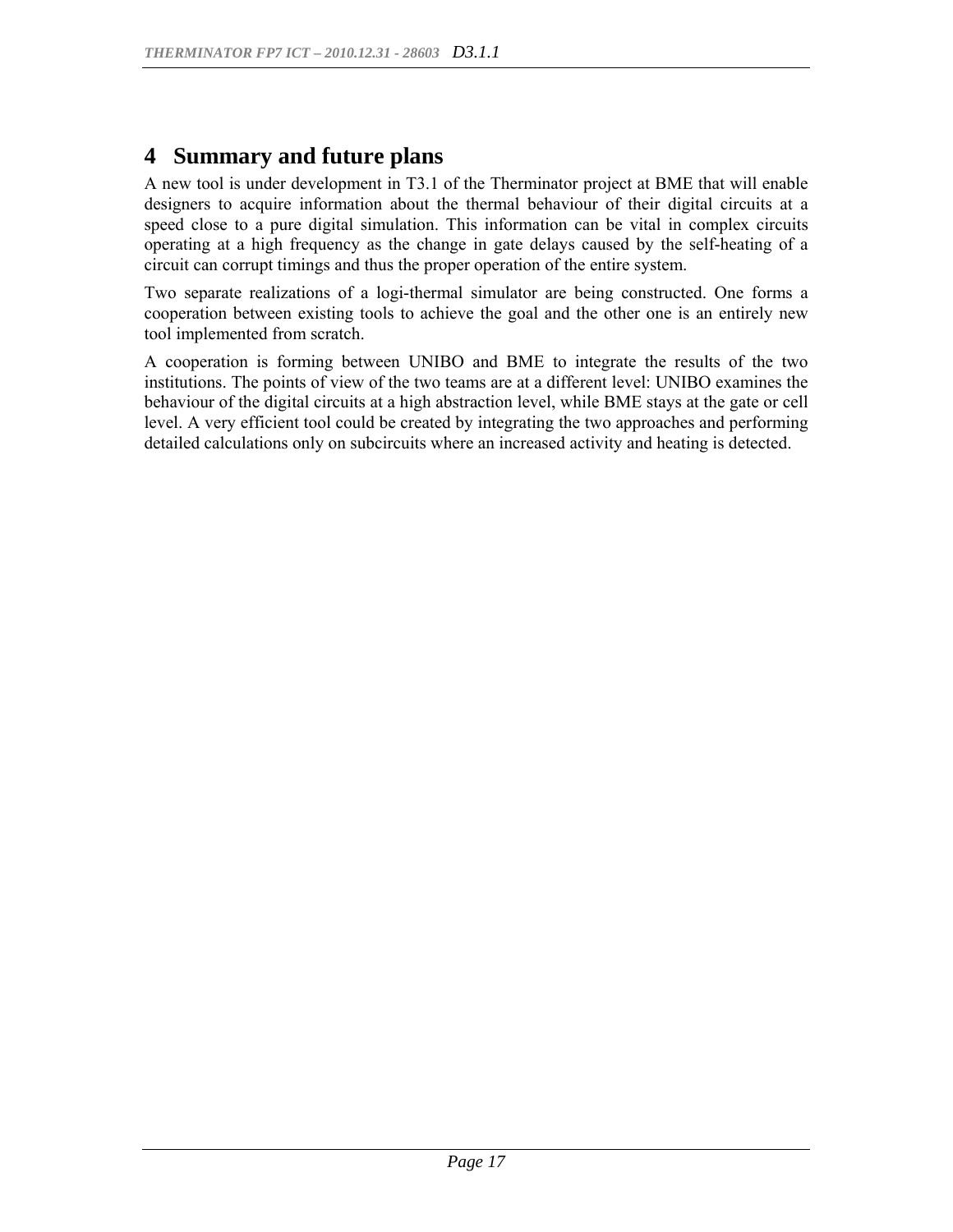# 4 Summary and future plans

A new tool is under development in T3.1 of the Therminator project at BME that will enable designers to acquire information about the thermal behaviour of their digital circuits at a speed close to a pure digital simulation. This information can be vital in complex circuits operating at a high frequency as the change in gate delays caused by the self-heating of a circuit can corrupt timings and thus the proper operation of the entire system.

Two separate realizations of a logi-thermal simulator are being constructed. One forms a cooperation between existing tools to achieve the goal and the other one is an entirely new tool implemented from scratch.

A cooperation is forming between UNIBO and BME to integrate the results of the two institutions. The points of view of the two teams are at a different level: UNIBO examines the behaviour of the digital circuits at a high abstraction level, while BME stays at the gate or cell level. A very efficient tool could be created by integrating the two approaches and performing detailed calculations only on subcircuits where an increased activity and heating is detected.